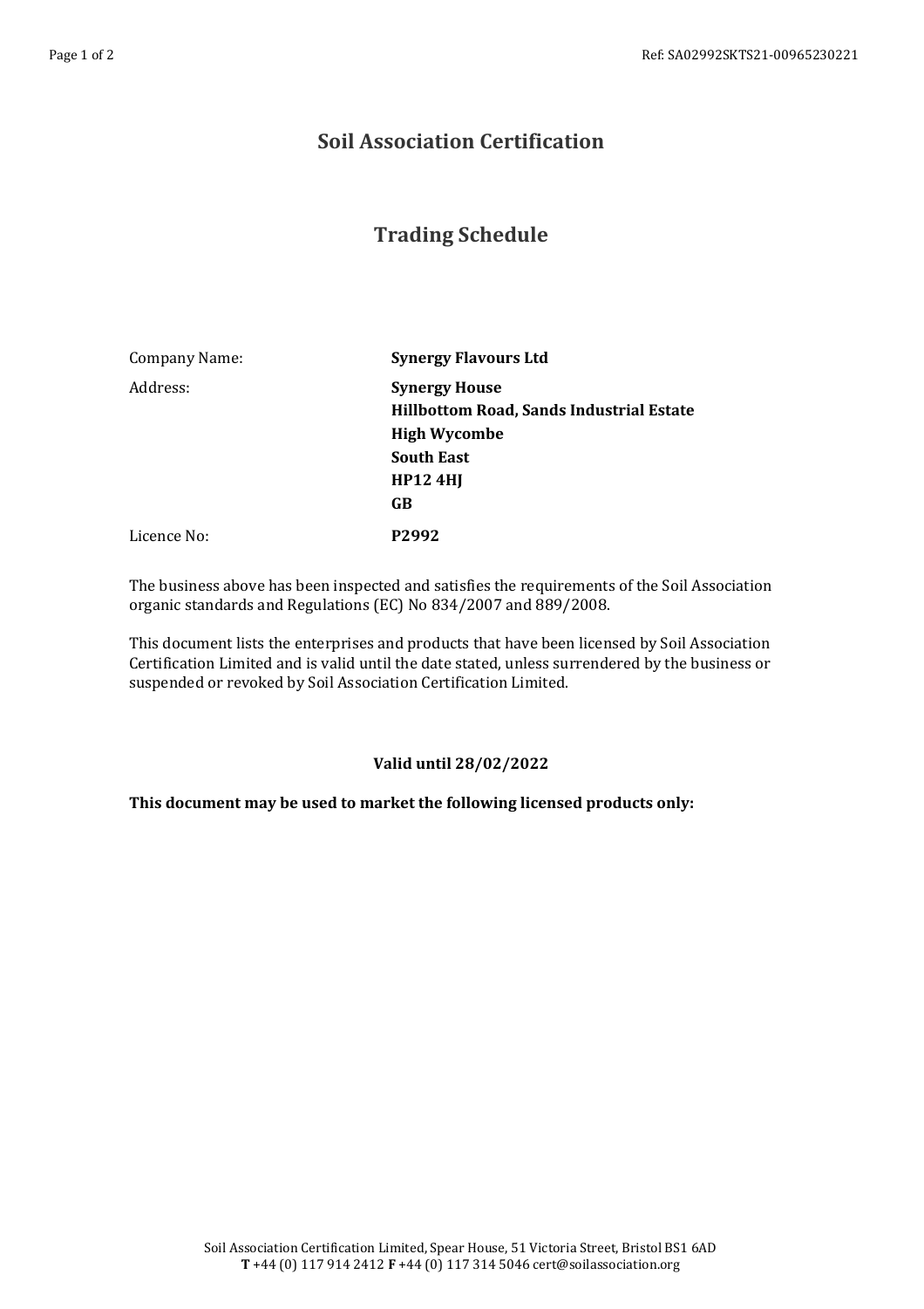# Soil Association Certification

## Trading Schedule

| | |
|---|---|
| Company Name: | **Synergy Flavours Ltd** |
| Address: | **Synergy House**<br>**Hillbottom Road, Sands Industrial Estate**<br>**High Wycombe**<br>**South East**<br>**HP12 4HJ**<br>**GB** |
| Licence No: | **P2992** |

The business above has been inspected and satisfies the requirements of the Soil Association organic standards and Regulations (EC) No 834/2007 and 889/2008.

This document lists the enterprises and products that have been licensed by Soil Association Certification Limited and is valid until the date stated, unless surrendered by the business or suspended or revoked by Soil Association Certification Limited.

**Valid until 28/02/2022**

**This document may be used to market the following licensed products only:**

Soil Association Certification Limited, Spear House, 51 Victoria Street, Bristol BS1 6AD
**T** +44 (0) 117 914 2412 **F** +44 (0) 117 314 5046 cert@soilassociation.org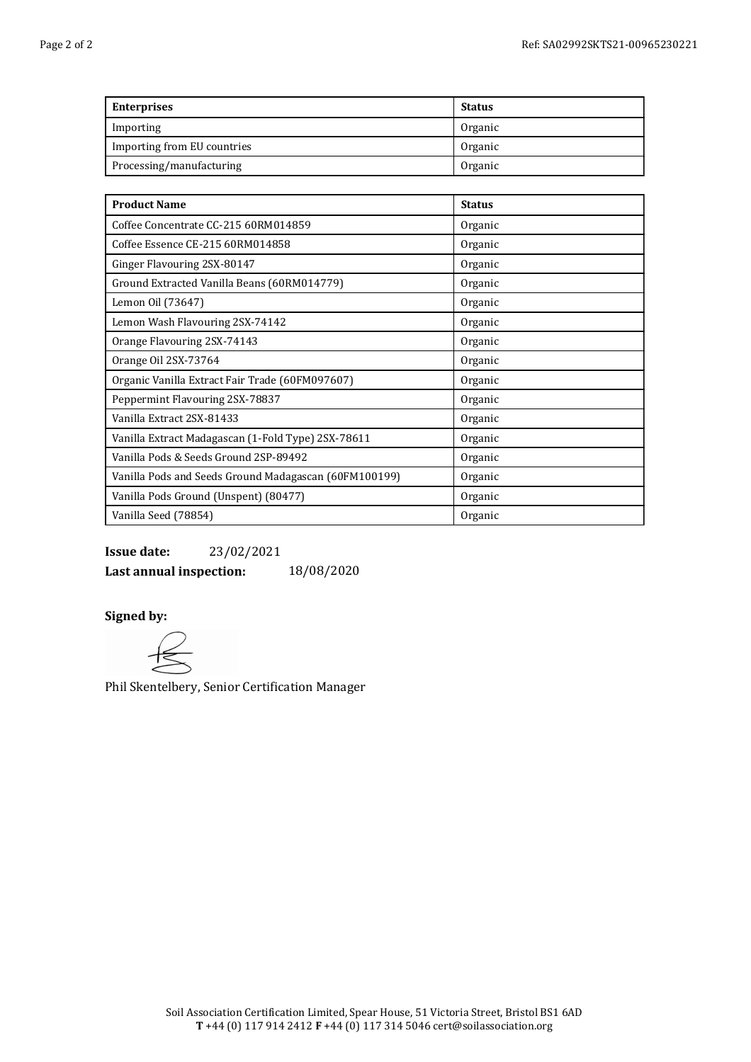| Enterprises | Status |
|---|---|
| Importing | Organic |
| Importing from EU countries | Organic |
| Processing/manufacturing | Organic |

| Product Name | Status |
|---|---|
| Coffee Concentrate CC-215 60RM014859 | Organic |
| Coffee Essence CE-215 60RM014858 | Organic |
| Ginger Flavouring 2SX-80147 | Organic |
| Ground Extracted Vanilla Beans (60RM014779) | Organic |
| Lemon Oil (73647) | Organic |
| Lemon Wash Flavouring 2SX-74142 | Organic |
| Orange Flavouring 2SX-74143 | Organic |
| Orange Oil 2SX-73764 | Organic |
| Organic Vanilla Extract Fair Trade (60FM097607) | Organic |
| Peppermint Flavouring 2SX-78837 | Organic |
| Vanilla Extract 2SX-81433 | Organic |
| Vanilla Extract Madagascan (1-Fold Type) 2SX-78611 | Organic |
| Vanilla Pods & Seeds Ground 2SP-89492 | Organic |
| Vanilla Pods and Seeds Ground Madagascan (60FM100199) | Organic |
| Vanilla Pods Ground (Unspent) (80477) | Organic |
| Vanilla Seed (78854) | Organic |

**Issue date:** 23/02/2021

**Last annual inspection:** 18/08/2020

**Signed by:**

Phil Skentelbery, Senior Certification Manager

Soil Association Certification Limited, Spear House, 51 Victoria Street, Bristol BS1 6AD
**T** +44 (0) 117 914 2412 **F** +44 (0) 117 314 5046 cert@soilassociation.org